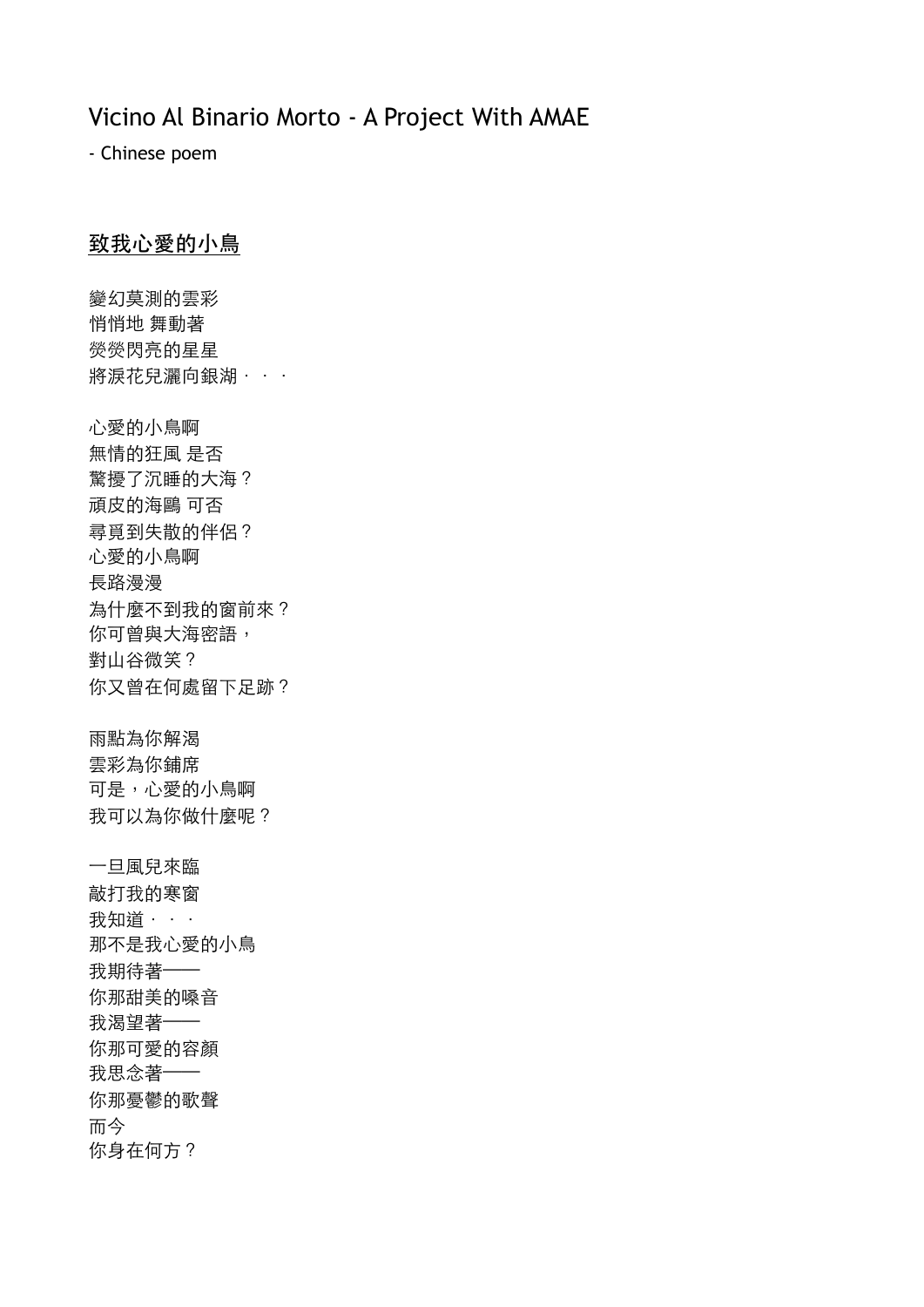# Vicino Al Binario Morto - A Project With AMAE

- Chinese poem

## 致我心愛的小鳥

變幻莫測的雲彩
悄悄地 舞動著
熒熒閃亮的星星
將淚花兒灑向銀湖・・・

心愛的小鳥啊
無情的狂風 是否
驚擾了沉睡的大海？
頑皮的海鷗 可否
尋覓到失散的伴侶？
心愛的小鳥啊
長路漫漫
為什麼不到我的窗前來？
你可曾與大海密語，
對山谷微笑？
你又曾在何處留下足跡？

雨點為你解渴
雲彩為你鋪席
可是，心愛的小鳥啊
我可以為你做什麼呢？

一旦風兒來臨
敲打我的寒窗
我知道・・・
那不是我心愛的小鳥
我期待著——
你那甜美的嗓音
我渴望著——
你那可愛的容顏
我思念著——
你那憂鬱的歌聲
而今
你身在何方？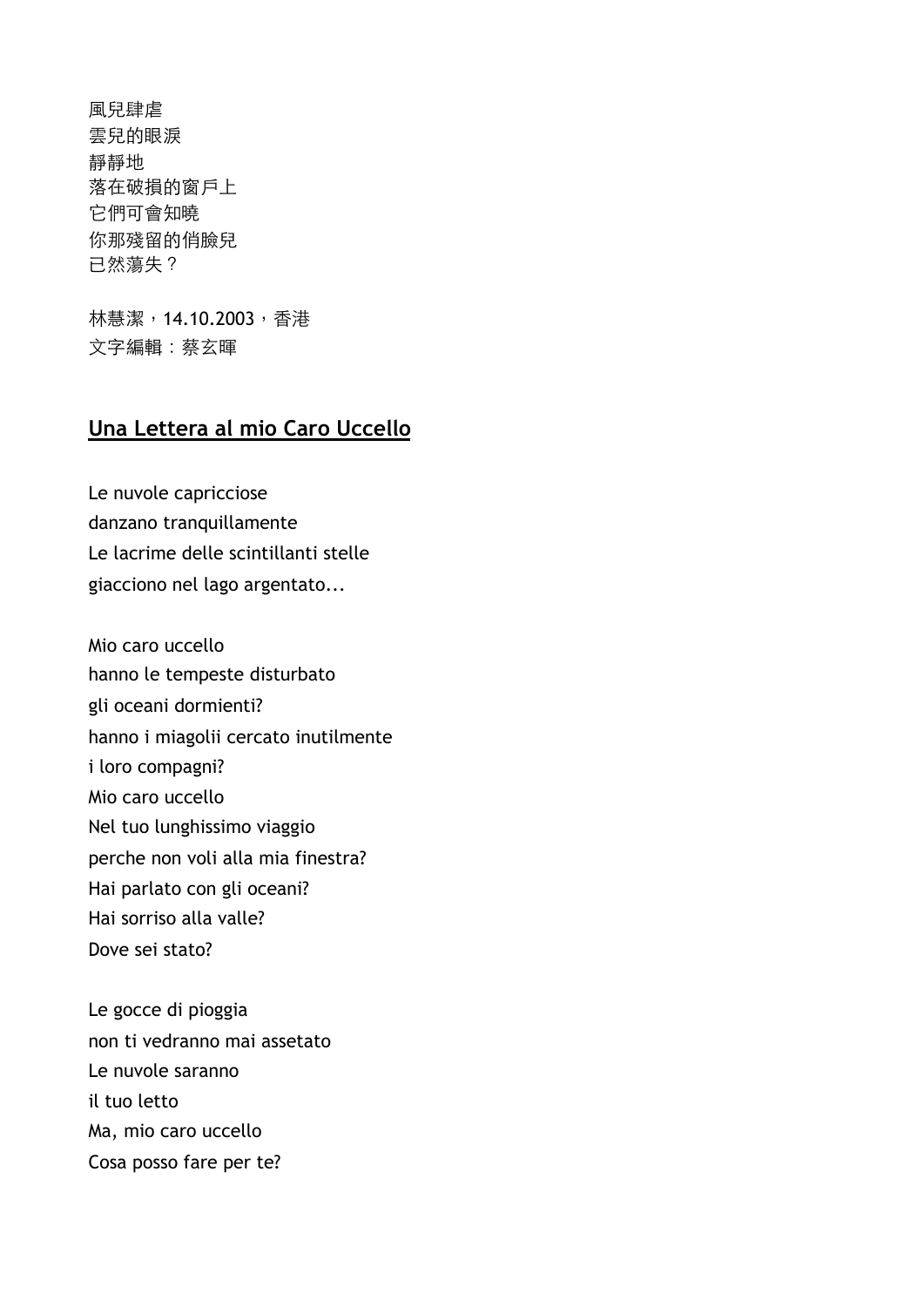風兒肆虐
雲兒的眼淚
靜靜地
落在破損的窗戶上
它們可會知曉
你那殘留的俏臉兒
已然蕩失？

林慧潔，14.10.2003，香港
文字編輯：蔡玄暉

## Una Lettera al mio Caro Uccello

Le nuvole capricciose
danzano tranquillamente
Le lacrime delle scintillanti stelle
giacciono nel lago argentato...

Mio caro uccello
hanno le tempeste disturbato
gli oceani dormienti?
hanno i miagolii cercato inutilmente
i loro compagni?
Mio caro uccello
Nel tuo lunghissimo viaggio
perche non voli alla mia finestra?
Hai parlato con gli oceani?
Hai sorriso alla valle?
Dove sei stato?

Le gocce di pioggia
non ti vedranno mai assetato
Le nuvole saranno
il tuo letto
Ma, mio caro uccello
Cosa posso fare per te?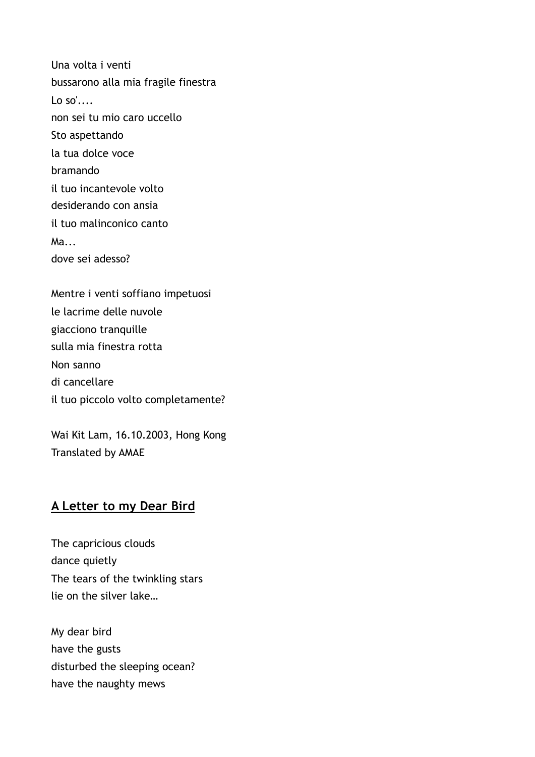Una volta i venti
bussarono alla mia fragile finestra
Lo so'....
non sei tu mio caro uccello
Sto aspettando
la tua dolce voce
bramando
il tuo incantevole volto
desiderando con ansia
il tuo malinconico canto
Ma...
dove sei adesso?

Mentre i venti soffiano impetuosi
le lacrime delle nuvole
giacciono tranquille
sulla mia finestra rotta
Non sanno
di cancellare
il tuo piccolo volto completamente?

Wai Kit Lam, 16.10.2003, Hong Kong
Translated by AMAE

## A Letter to my Dear Bird

The capricious clouds
dance quietly
The tears of the twinkling stars
lie on the silver lake…

My dear bird
have the gusts
disturbed the sleeping ocean?
have the naughty mews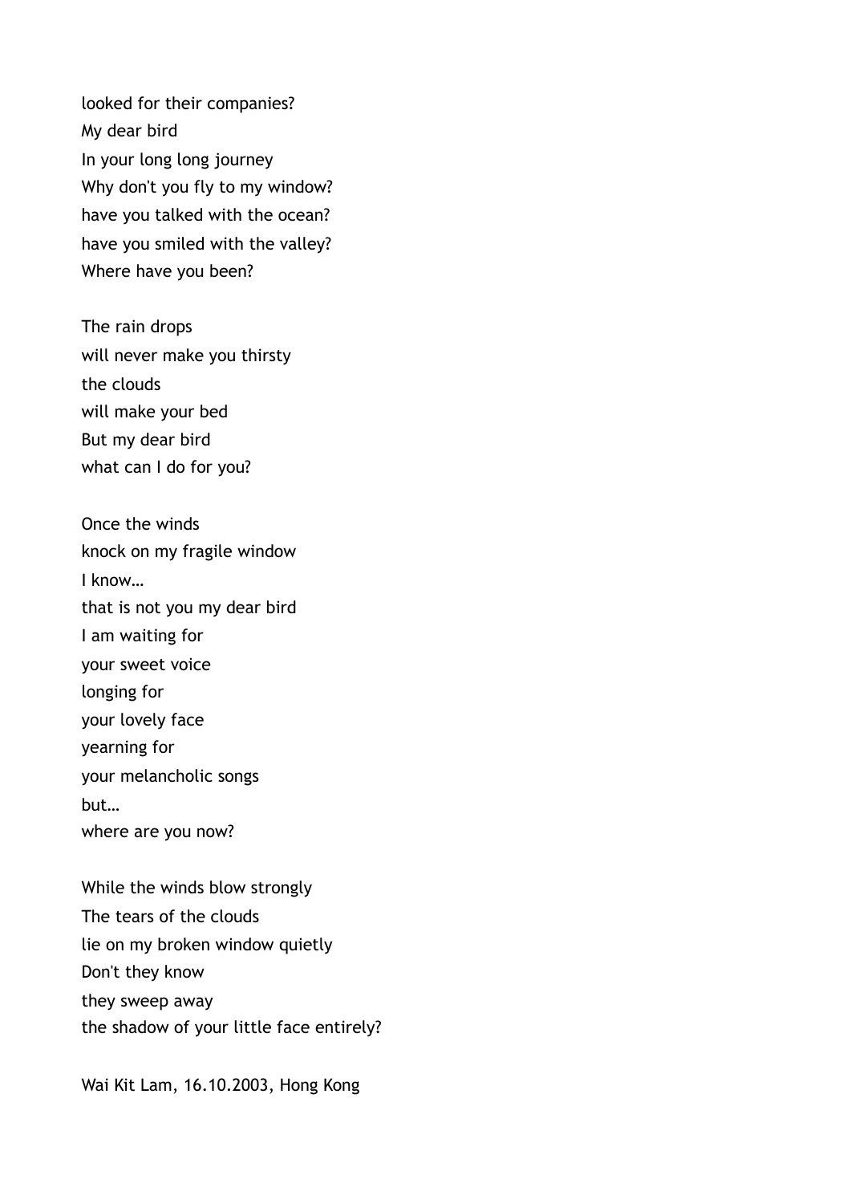looked for their companies?
My dear bird
In your long long journey
Why don't you fly to my window?
have you talked with the ocean?
have you smiled with the valley?
Where have you been?

The rain drops
will never make you thirsty
the clouds
will make your bed
But my dear bird
what can I do for you?

Once the winds
knock on my fragile window
I know…
that is not you my dear bird
I am waiting for
your sweet voice
longing for
your lovely face
yearning for
your melancholic songs
but…
where are you now?

While the winds blow strongly
The tears of the clouds
lie on my broken window quietly
Don't they know
they sweep away
the shadow of your little face entirely?

Wai Kit Lam, 16.10.2003, Hong Kong